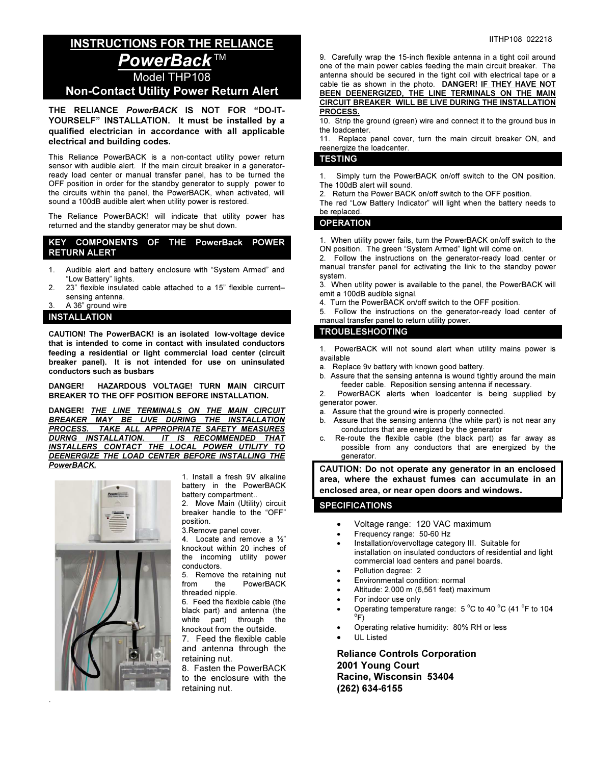# INSTRUCTIONS FOR THE RELIANCE *PowerBack*™ Model THP108 Non-Contact Utility Power Return Alert

**THE RELIANCE *PowerBACK* IS NOT FOR "DO-IT-YOURSELF" INSTALLATION. It must be installed by a qualified electrician in accordance with all applicable electrical and building codes.**

This Reliance PowerBACK is a non-contact utility power return sensor with audible alert. If the main circuit breaker in a generator-ready load center or manual transfer panel, has to be turned the OFF position in order for the standby generator to supply power to the circuits within the panel, the PowerBACK, when activated, will sound a 100dB audible alert when utility power is restored.

The Reliance PowerBACK! will indicate that utility power has returned and the standby generator may be shut down.

## KEY COMPONENTS OF THE PowerBack POWER RETURN ALERT

1. Audible alert and battery enclosure with "System Armed" and "Low Battery" lights.
2. 23" flexible insulated cable attached to a 15" flexible current–sensing antenna.
3. A 36" ground wire

## INSTALLATION

**CAUTION! The PowerBACK! is an isolated low-voltage device that is intended to come in contact with insulated conductors feeding a residential or light commercial load center (circuit breaker panel). It is not intended for use on uninsulated conductors such as busbars**

**DANGER! HAZARDOUS VOLTAGE! TURN MAIN CIRCUIT BREAKER TO THE OFF POSITION BEFORE INSTALLATION.**

**DANGER! *<u>THE LINE TERMINALS ON THE MAIN CIRCUIT BREAKER MAY BE LIVE DURING THE INSTALLATION PROCESS. TAKE ALL APPROPRIATE SAFETY MEASURES DURNG INSTALLATION. IT IS RECOMMENDED THAT INSTALLERS CONTACT THE LOCAL POWER UTILITY TO DEENERGIZE THE LOAD CENTER BEFORE INSTALLING THE PowerBACK.</u>***

1. Install a fresh 9V alkaline battery in the PowerBACK battery compartment..
2. Move Main (Utility) circuit breaker handle to the "OFF" position.
3. Remove panel cover.
4. Locate and remove a ½" knockout within 20 inches of the incoming utility power conductors.
5. Remove the retaining nut from the PowerBACK threaded nipple.
6. Feed the flexible cable (the black part) and antenna (the white part) through the knockout from the outside.
7. Feed the flexible cable and antenna through the retaining nut.
8. Fasten the PowerBACK to the enclosure with the retaining nut.
9. Carefully wrap the 15-inch flexible antenna in a tight coil around one of the main power cables feeding the main circuit breaker. The antenna should be secured in the tight coil with electrical tape or a cable tie as shown in the photo. **DANGER! <u>IF THEY HAVE NOT BEEN DEENERGIZED, THE LINE TERMINALS ON THE MAIN CIRCUIT BREAKER WILL BE LIVE DURING THE INSTALLATION PROCESS.</u>**
10. Strip the ground (green) wire and connect it to the ground bus in the loadcenter.
11. Replace panel cover, turn the main circuit breaker ON, and reenergize the loadcenter.

## TESTING

1. Simply turn the PowerBACK on/off switch to the ON position. The 100dB alert will sound.
2. Return the Power BACK on/off switch to the OFF position.

The red "Low Battery Indicator" will light when the battery needs to be replaced.

## OPERATION

1. When utility power fails, turn the PowerBACK on/off switch to the ON position. The green "System Armed" light will come on.
2. Follow the instructions on the generator-ready load center or manual transfer panel for activating the link to the standby power system.
3. When utility power is available to the panel, the PowerBACK will emit a 100dB audible signal.
4. Turn the PowerBACK on/off switch to the OFF position.
5. Follow the instructions on the generator-ready load center of manual transfer panel to return utility power.

## TROUBLESHOOTING

1. PowerBACK will not sound alert when utility mains power is available
   a. Replace 9v battery with known good battery.
   b. Assure that the sensing antenna is wound tightly around the main feeder cable. Reposition sensing antenna if necessary.
2. PowerBACK alerts when loadcenter is being supplied by generator power.
   a. Assure that the ground wire is properly connected.
   b. Assure that the sensing antenna (the white part) is not near any conductors that are energized by the generator
   c. Re-route the flexible cable (the black part) as far away as possible from any conductors that are energized by the generator.

**CAUTION: Do not operate any generator in an enclosed area, where the exhaust fumes can accumulate in an enclosed area, or near open doors and windows.**

## SPECIFICATIONS

- Voltage range: 120 VAC maximum
- Frequency range: 50-60 Hz
- Installation/overvoltage category III. Suitable for installation on insulated conductors of residential and light commercial load centers and panel boards.
- Pollution degree: 2
- Environmental condition: normal
- Altitude: 2,000 m (6,561 feet) maximum
- For indoor use only
- Operating temperature range: 5 °C to 40 °C (41 °F to 104 °F)
- Operating relative humidity: 80% RH or less
- UL Listed

**Reliance Controls Corporation**
**2001 Young Court**
**Racine, Wisconsin 53404**
**(262) 634-6155**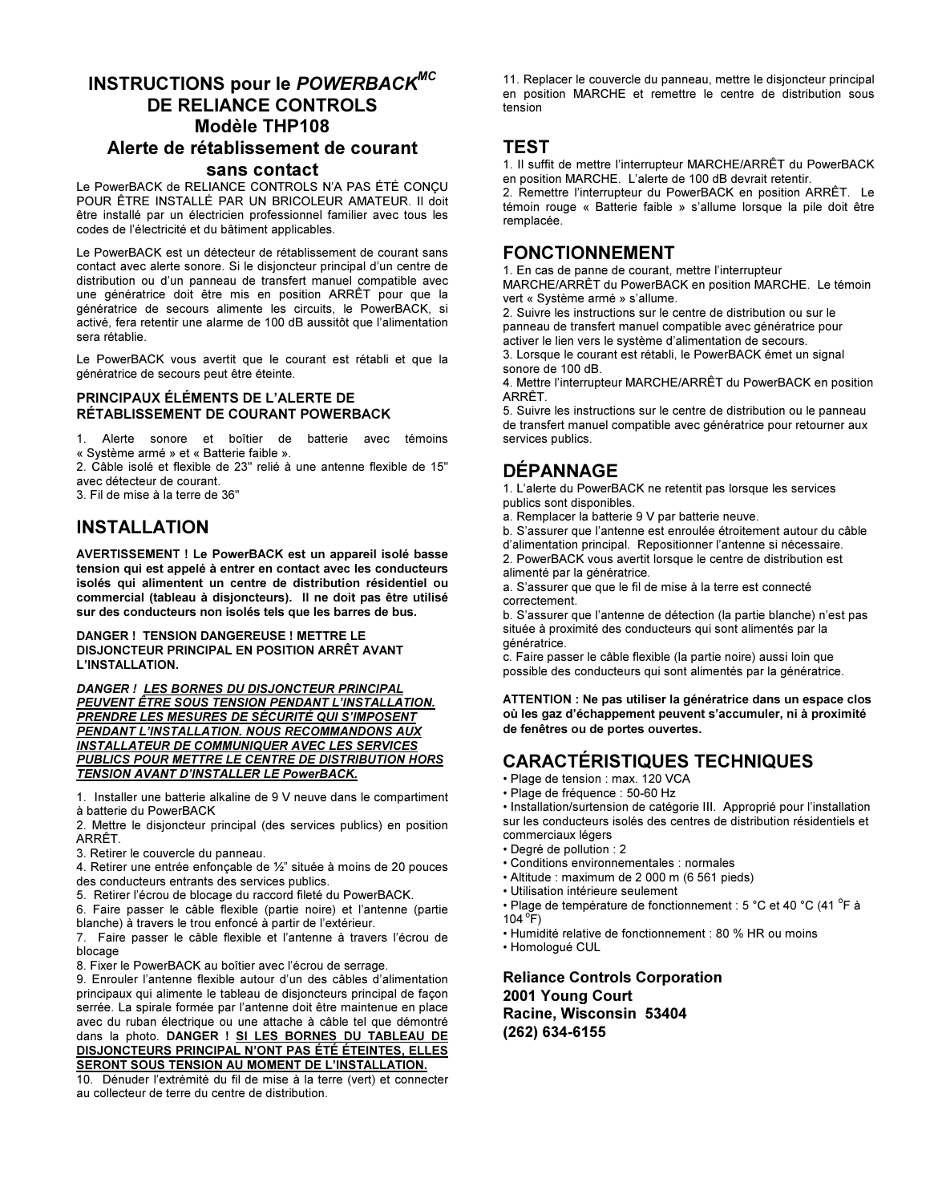# INSTRUCTIONS pour le *POWERBACK*[MC] DE RELIANCE CONTROLS Modèle THP108 Alerte de rétablissement de courant sans contact

Le PowerBACK de RELIANCE CONTROLS N'A PAS ÉTÉ CONÇU POUR ÊTRE INSTALLÉ PAR UN BRICOLEUR AMATEUR. Il doit être installé par un électricien professionnel familier avec tous les codes de l'électricité et du bâtiment applicables.

Le PowerBACK est un détecteur de rétablissement de courant sans contact avec alerte sonore. Si le disjoncteur principal d'un centre de distribution ou d'un panneau de transfert manuel compatible avec une génératrice doit être mis en position ARRÊT pour que la génératrice de secours alimente les circuits, le PowerBACK, si activé, fera retentir une alarme de 100 dB aussitôt que l'alimentation sera rétablie.

Le PowerBACK vous avertit que le courant est rétabli et que la génératrice de secours peut être éteinte.

### PRINCIPAUX ÉLÉMENTS DE L'ALERTE DE RÉTABLISSEMENT DE COURANT POWERBACK

1. Alerte sonore et boîtier de batterie avec témoins « Système armé » et « Batterie faible ».
2. Câble isolé et flexible de 23" relié à une antenne flexible de 15" avec détecteur de courant.
3. Fil de mise à la terre de 36"

## INSTALLATION

**AVERTISSEMENT ! Le PowerBACK est un appareil isolé basse tension qui est appelé à entrer en contact avec les conducteurs isolés qui alimentent un centre de distribution résidentiel ou commercial (tableau à disjoncteurs). Il ne doit pas être utilisé sur des conducteurs non isolés tels que les barres de bus.**

**DANGER ! TENSION DANGEREUSE ! METTRE LE DISJONCTEUR PRINCIPAL EN POSITION ARRÊT AVANT L'INSTALLATION.**

***DANGER ! <u>LES BORNES DU DISJONCTEUR PRINCIPAL PEUVENT ÊTRE SOUS TENSION PENDANT L'INSTALLATION. PRENDRE LES MESURES DE SÉCURITÉ QUI S'IMPOSENT PENDANT L'INSTALLATION. NOUS RECOMMANDONS AUX INSTALLATEUR DE COMMUNIQUER AVEC LES SERVICES PUBLICS POUR METTRE LE CENTRE DE DISTRIBUTION HORS TENSION AVANT D'INSTALLER LE PowerBACK.</u>***

1. Installer une batterie alkaline de 9 V neuve dans le compartiment à batterie du PowerBACK
2. Mettre le disjoncteur principal (des services publics) en position ARRÊT.
3. Retirer le couvercle du panneau.
4. Retirer une entrée enfonçable de ½" située à moins de 20 pouces des conducteurs entrants des services publics.
5. Retirer l'écrou de blocage du raccord fileté du PowerBACK.
6. Faire passer le câble flexible (partie noire) et l'antenne (partie blanche) à travers le trou enfoncé à partir de l'extérieur.
7. Faire passer le câble flexible et l'antenne à travers l'écrou de blocage
8. Fixer le PowerBACK au boîtier avec l'écrou de serrage.
9. Enrouler l'antenne flexible autour d'un des câbles d'alimentation principaux qui alimente le tableau de disjoncteurs principal de façon serrée. La spirale formée par l'antenne doit être maintenue en place avec du ruban électrique ou une attache à câble tel que démontré dans la photo. **DANGER ! <u>SI LES BORNES DU TABLEAU DE DISJONCTEURS PRINCIPAL N'ONT PAS ÉTÉ ÉTEINTES, ELLES SERONT SOUS TENSION AU MOMENT DE L'INSTALLATION.</u>**
10. Dénuder l'extrémité du fil de mise à la terre (vert) et connecter au collecteur de terre du centre de distribution.
11. Replacer le couvercle du panneau, mettre le disjoncteur principal en position MARCHE et remettre le centre de distribution sous tension

## TEST

1. Il suffit de mettre l'interrupteur MARCHE/ARRÊT du PowerBACK en position MARCHE. L'alerte de 100 dB devrait retentir.
2. Remettre l'interrupteur du PowerBACK en position ARRÊT. Le témoin rouge « Batterie faible » s'allume lorsque la pile doit être remplacée.

## FONCTIONNEMENT

1. En cas de panne de courant, mettre l'interrupteur MARCHE/ARRÊT du PowerBACK en position MARCHE. Le témoin vert « Système armé » s'allume.
2. Suivre les instructions sur le centre de distribution ou sur le panneau de transfert manuel compatible avec génératrice pour activer le lien vers le système d'alimentation de secours.
3. Lorsque le courant est rétabli, le PowerBACK émet un signal sonore de 100 dB.
4. Mettre l'interrupteur MARCHE/ARRÊT du PowerBACK en position ARRÊT.
5. Suivre les instructions sur le centre de distribution ou le panneau de transfert manuel compatible avec génératrice pour retourner aux services publics.

## DÉPANNAGE

1. L'alerte du PowerBACK ne retentit pas lorsque les services publics sont disponibles.
   a. Remplacer la batterie 9 V par batterie neuve.
   b. S'assurer que l'antenne est enroulée étroitement autour du câble d'alimentation principal. Repositionner l'antenne si nécessaire.
2. PowerBACK vous avertit lorsque le centre de distribution est alimenté par la génératrice.
   a. S'assurer que que le fil de mise à la terre est connecté correctement.
   b. S'assurer que l'antenne de détection (la partie blanche) n'est pas située à proximité des conducteurs qui sont alimentés par la génératrice.
   c. Faire passer le câble flexible (la partie noire) aussi loin que possible des conducteurs qui sont alimentés par la génératrice.

**ATTENTION : Ne pas utiliser la génératrice dans un espace clos où les gaz d'échappement peuvent s'accumuler, ni à proximité de fenêtres ou de portes ouvertes.**

## CARACTÉRISTIQUES TECHNIQUES

- Plage de tension : max. 120 VCA
- Plage de fréquence : 50-60 Hz
- Installation/surtension de catégorie III. Approprié pour l'installation sur les conducteurs isolés des centres de distribution résidentiels et commerciaux légers
- Degré de pollution : 2
- Conditions environnementales : normales
- Altitude : maximum de 2 000 m (6 561 pieds)
- Utilisation intérieure seulement
- Plage de température de fonctionnement : 5 °C et 40 °C (41 °F à 104 °F)
- Humidité relative de fonctionnement : 80 % HR ou moins
- Homologué CUL

**Reliance Controls Corporation**
**2001 Young Court**
**Racine, Wisconsin 53404**
**(262) 634-6155**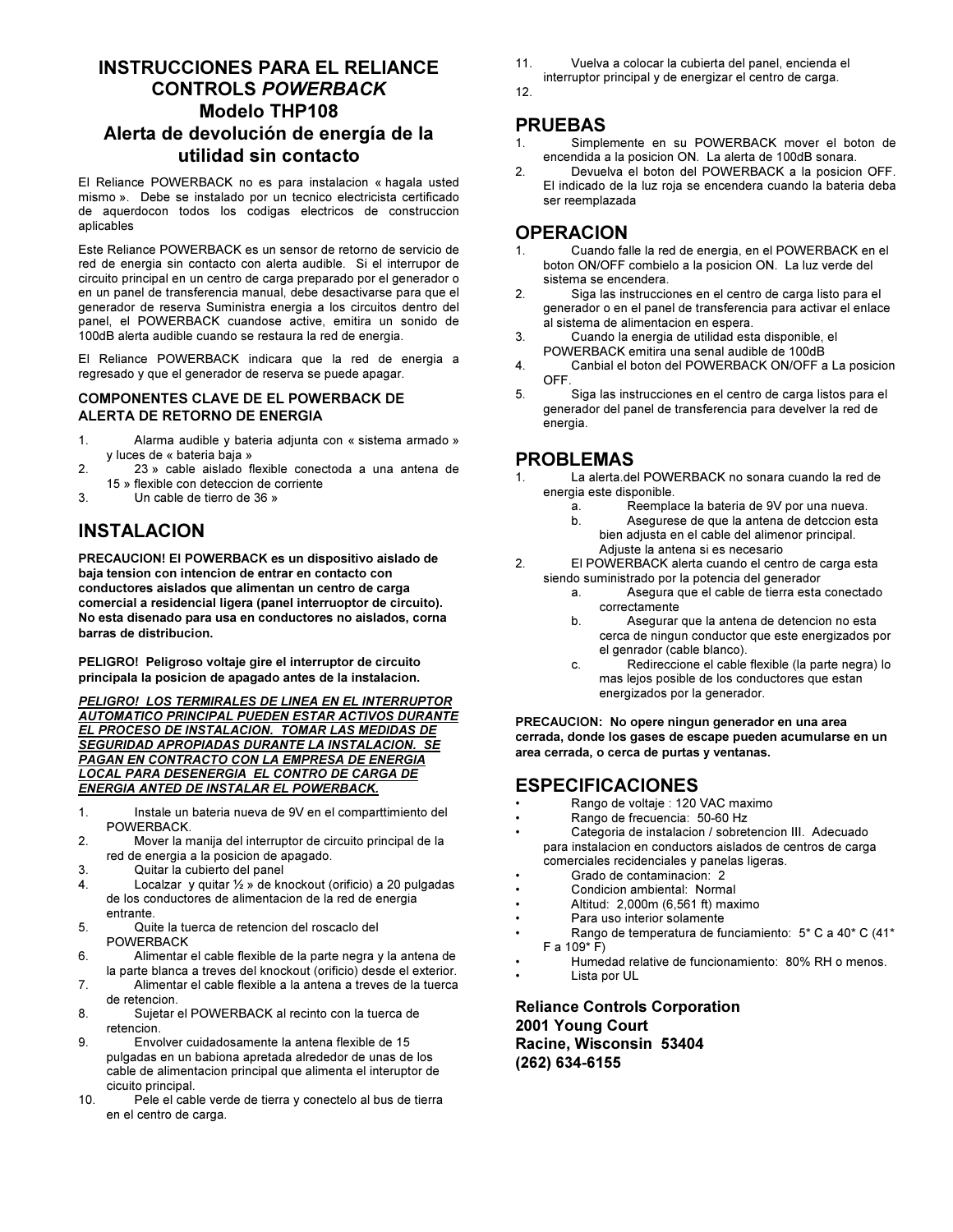# INSTRUCCIONES PARA EL RELIANCE CONTROLS *POWERBACK*
## Modelo THP108
## Alerta de devolución de energía de la utilidad sin contacto

El Reliance POWERBACK no es para instalacion « hagala usted mismo ». Debe se instalado por un tecnico electricista certificado de aquerdocon todos los codigas electricos de construccion aplicables

Este Reliance POWERBACK es un sensor de retorno de servicio de red de energia sin contacto con alerta audible. Si el interrupor de circuito principal en un centro de carga preparado por el generador o en un panel de transferencia manual, debe desactivarse para que el generador de reserva Suministra energia a los circuitos dentro del panel, el POWERBACK cuandose active, emitira un sonido de 100dB alerta audible cuando se restaura la red de energia.

El Reliance POWERBACK indicara que la red de energia a regresado y que el generador de reserva se puede apagar.

### COMPONENTES CLAVE DE EL POWERBACK DE ALERTA DE RETORNO DE ENERGIA

1. Alarma audible y bateria adjunta con « sistema armado » y luces de « bateria baja »
2. 23 » cable aislado flexible conectoda a una antena de 15 » flexible con deteccion de corriente
3. Un cable de tierro de 36 »

## INSTALACION

**PRECAUCION! El POWERBACK es un dispositivo aislado de baja tension con intencion de entrar en contacto con conductores aislados que alimentan un centro de carga comercial a residencial ligera (panel interruoptor de circuito). No esta disenado para usa en conductores no aislados, corna barras de distribucion.**

**PELIGRO! Peligroso voltaje gire el interruptor de circuito principala la posicion de apagado antes de la instalacion.**

***PELIGRO! LOS TERMIRALES DE LINEA EN EL INTERRUPTOR AUTOMATICO PRINCIPAL PUEDEN ESTAR ACTIVOS DURANTE EL PROCESO DE INSTALACION. TOMAR LAS MEDIDAS DE SEGURIDAD APROPIADAS DURANTE LA INSTALACION. SE PAGAN EN CONTRACTO CON LA EMPRESA DE ENERGIA LOCAL PARA DESENERGIA EL CONTRO DE CARGA DE ENERGIA ANTED DE INSTALAR EL POWERBACK.***

1. Instale un bateria nueva de 9V en el comparttimiento del POWERBACK.
2. Mover la manija del interruptor de circuito principal de la red de energia a la posicion de apagado.
3. Quitar la cubierto del panel
4. Localzar y quitar ½ » de knockout (orificio) a 20 pulgadas de los conductores de alimentacion de la red de energia entrante.
5. Quite la tuerca de retencion del roscaclo del POWERBACK
6. Alimentar el cable flexible de la parte negra y la antena de la parte blanca a treves del knockout (orificio) desde el exterior.
7. Alimentar el cable flexible a la antena a treves de la tuerca de retencion.
8. Sujetar el POWERBACK al recinto con la tuerca de retencion.
9. Envolver cuidadosamente la antena flexible de 15 pulgadas en un babiona apretada alrededor de unas de los cable de alimentacion principal que alimenta el interuptor de cicuito principal.
10. Pele el cable verde de tierra y conectelo al bus de tierra en el centro de carga.
11. Vuelva a colocar la cubierta del panel, encienda el interruptor principal y de energizar el centro de carga.
12.

## PRUEBAS

1. Simplemente en su POWERBACK mover el boton de encendida a la posicion ON. La alerta de 100dB sonara.
2. Devuelva el boton del POWERBACK a la posicion OFF. El indicado de la luz roja se encendera cuando la bateria deba ser reemplazada

## OPERACION

1. Cuando falle la red de energia, en el POWERBACK en el boton ON/OFF combielo a la posicion ON. La luz verde del sistema se encendera.
2. Siga las instrucciones en el centro de carga listo para el generador o en el panel de transferencia para activar el enlace al sistema de alimentacion en espera.
3. Cuando la energia de utilidad esta disponible, el POWERBACK emitira una senal audible de 100dB
4. Canbial el boton del POWERBACK ON/OFF a La posicion OFF.
5. Siga las instrucciones en el centro de carga listos para el generador del panel de transferencia para develver la red de energia.

## PROBLEMAS

1. La alerta.del POWERBACK no sonara cuando la red de energia este disponible.
   a. Reemplace la bateria de 9V por una nueva.
   b. Asegurese de que la antena de detccion esta bien adjusta en el cable del alimenor principal. Adjuste la antena si es necesario
2. El POWERBACK alerta cuando el centro de carga esta siendo suministrado por la potencia del generador
   a. Asegura que el cable de tierra esta conectado correctamente
   b. Asegurar que la antena de detencion no esta cerca de ningun conductor que este energizados por el genrador (cable blanco).
   c. Redireccione el cable flexible (la parte negra) lo mas lejos posible de los conductores que estan energizados por la generador.

**PRECAUCION: No opere ningun generador en una area cerrada, donde los gases de escape pueden acumularse en un area cerrada, o cerca de purtas y ventanas.**

## ESPECIFICACIONES

- Rango de voltaje : 120 VAC maximo
- Rango de frecuencia: 50-60 Hz
- Categoria de instalacion / sobretencion III. Adecuado para instalacion en conductores aislados de centros de carga comerciales recidenciales y panelas ligeras.
- Grado de contaminacion: 2
- Condicion ambiental: Normal
- Altitud: 2,000m (6,561 ft) maximo
- Para uso interior solamente
- Rango de temperatura de funciamiento: 5* C a 40* C (41* F a 109* F)
- Humedad relative de funcionamiento: 80% RH o menos.
- Lista por UL

**Reliance Controls Corporation**
**2001 Young Court**
**Racine, Wisconsin 53404**
**(262) 634-6155**